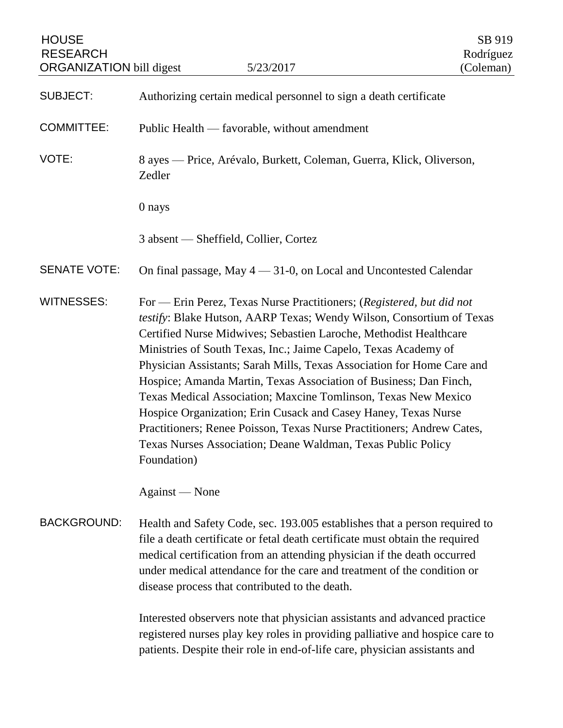HOUSE RESEARCH ORGANIZATION bill digest — 5/23/2017 — SB 919 Rodríguez (Coleman)

**SUBJECT:** Authorizing certain medical personnel to sign a death certificate

**COMMITTEE:** Public Health — favorable, without amendment

**VOTE:** 8 ayes — Price, Arévalo, Burkett, Coleman, Guerra, Klick, Oliverson, Zedler

0 nays

3 absent — Sheffield, Collier, Cortez

**SENATE VOTE:** On final passage, May 4 — 31-0, on Local and Uncontested Calendar

**WITNESSES:** For — Erin Perez, Texas Nurse Practitioners; (*Registered, but did not testify*: Blake Hutson, AARP Texas; Wendy Wilson, Consortium of Texas Certified Nurse Midwives; Sebastien Laroche, Methodist Healthcare Ministries of South Texas, Inc.; Jaime Capelo, Texas Academy of Physician Assistants; Sarah Mills, Texas Association for Home Care and Hospice; Amanda Martin, Texas Association of Business; Dan Finch, Texas Medical Association; Maxcine Tomlinson, Texas New Mexico Hospice Organization; Erin Cusack and Casey Haney, Texas Nurse Practitioners; Renee Poisson, Texas Nurse Practitioners; Andrew Cates, Texas Nurses Association; Deane Waldman, Texas Public Policy Foundation)

Against — None

**BACKGROUND:** Health and Safety Code, sec. 193.005 establishes that a person required to file a death certificate or fetal death certificate must obtain the required medical certification from an attending physician if the death occurred under medical attendance for the care and treatment of the condition or disease process that contributed to the death.

Interested observers note that physician assistants and advanced practice registered nurses play key roles in providing palliative and hospice care to patients. Despite their role in end-of-life care, physician assistants and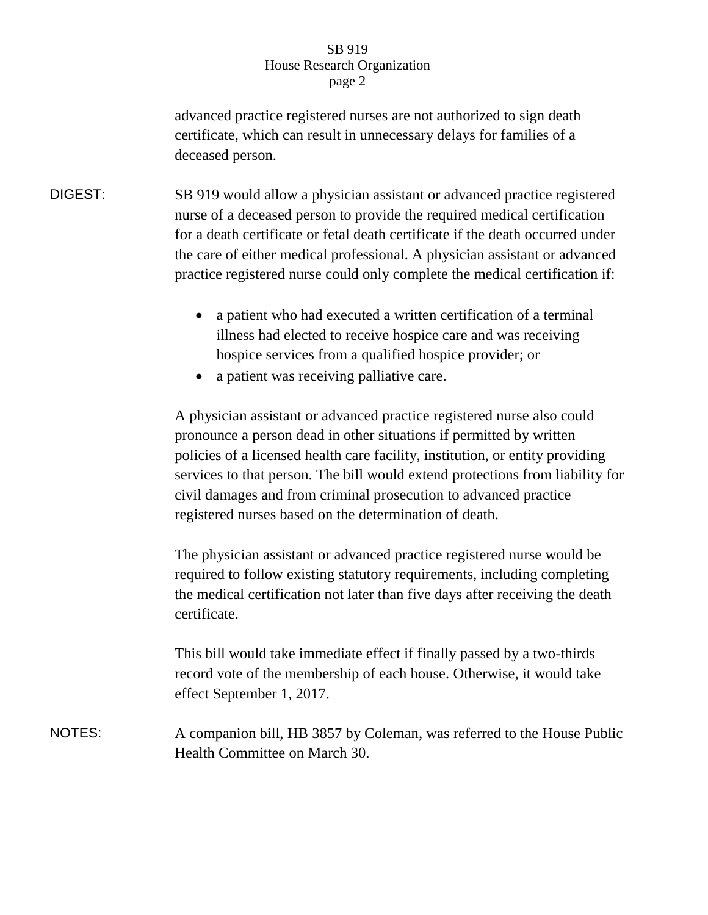advanced practice registered nurses are not authorized to sign death certificate, which can result in unnecessary delays for families of a deceased person.

**DIGEST:** SB 919 would allow a physician assistant or advanced practice registered nurse of a deceased person to provide the required medical certification for a death certificate or fetal death certificate if the death occurred under the care of either medical professional. A physician assistant or advanced practice registered nurse could only complete the medical certification if:

- a patient who had executed a written certification of a terminal illness had elected to receive hospice care and was receiving hospice services from a qualified hospice provider; or
- a patient was receiving palliative care.

A physician assistant or advanced practice registered nurse also could pronounce a person dead in other situations if permitted by written policies of a licensed health care facility, institution, or entity providing services to that person. The bill would extend protections from liability for civil damages and from criminal prosecution to advanced practice registered nurses based on the determination of death.

The physician assistant or advanced practice registered nurse would be required to follow existing statutory requirements, including completing the medical certification not later than five days after receiving the death certificate.

This bill would take immediate effect if finally passed by a two-thirds record vote of the membership of each house. Otherwise, it would take effect September 1, 2017.

**NOTES:** A companion bill, HB 3857 by Coleman, was referred to the House Public Health Committee on March 30.